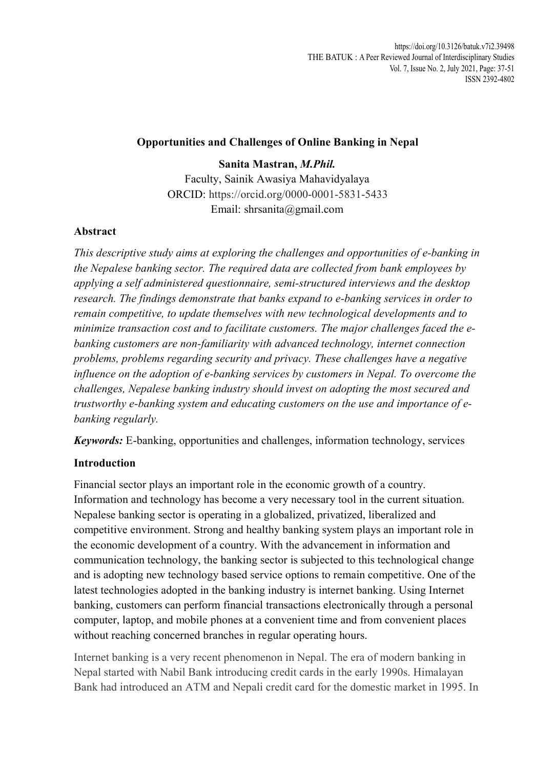# Opportunities and Challenges of Online Banking in Nepal

**Sanita Mastran, *M.Phil.***

Faculty, Sainik Awasiya Mahavidyalaya

ORCID: https://orcid.org/0000-0001-5831-5433

Email: shrsanita@gmail.com

## Abstract

*This descriptive study aims at exploring the challenges and opportunities of e-banking in the Nepalese banking sector. The required data are collected from bank employees by applying a self administered questionnaire, semi-structured interviews and the desktop research. The findings demonstrate that banks expand to e-banking services in order to remain competitive, to update themselves with new technological developments and to minimize transaction cost and to facilitate customers. The major challenges faced the e-banking customers are non-familiarity with advanced technology, internet connection problems, problems regarding security and privacy. These challenges have a negative influence on the adoption of e-banking services by customers in Nepal. To overcome the challenges, Nepalese banking industry should invest on adopting the most secured and trustworthy e-banking system and educating customers on the use and importance of e-banking regularly.*

***Keywords:*** E-banking, opportunities and challenges, information technology, services

## Introduction

Financial sector plays an important role in the economic growth of a country. Information and technology has become a very necessary tool in the current situation. Nepalese banking sector is operating in a globalized, privatized, liberalized and competitive environment. Strong and healthy banking system plays an important role in the economic development of a country. With the advancement in information and communication technology, the banking sector is subjected to this technological change and is adopting new technology based service options to remain competitive. One of the latest technologies adopted in the banking industry is internet banking. Using Internet banking, customers can perform financial transactions electronically through a personal computer, laptop, and mobile phones at a convenient time and from convenient places without reaching concerned branches in regular operating hours.

Internet banking is a very recent phenomenon in Nepal. The era of modern banking in Nepal started with Nabil Bank introducing credit cards in the early 1990s. Himalayan Bank had introduced an ATM and Nepali credit card for the domestic market in 1995. In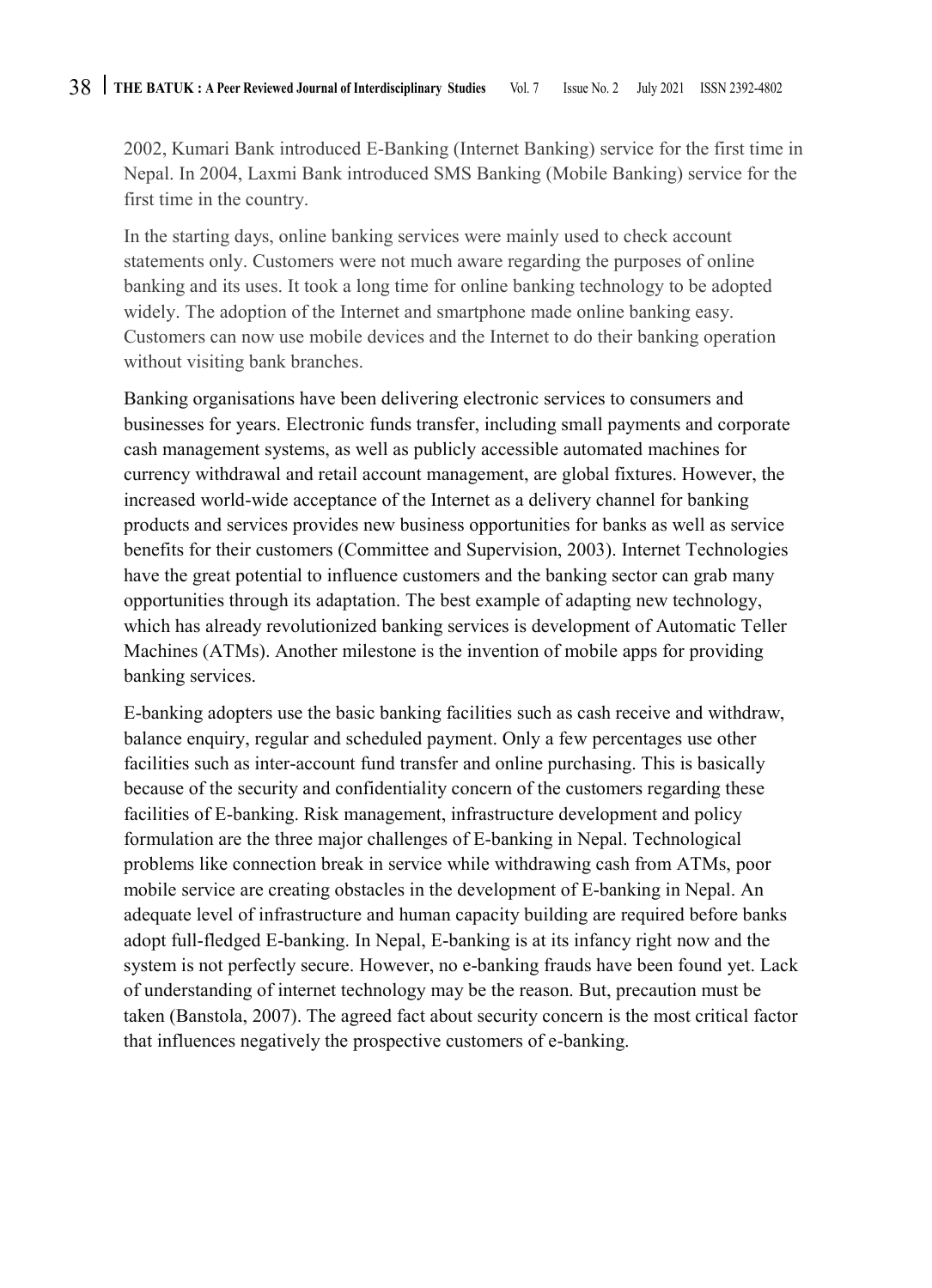2002, Kumari Bank introduced E-Banking (Internet Banking) service for the first time in Nepal. In 2004, Laxmi Bank introduced SMS Banking (Mobile Banking) service for the first time in the country.

In the starting days, online banking services were mainly used to check account statements only. Customers were not much aware regarding the purposes of online banking and its uses. It took a long time for online banking technology to be adopted widely. The adoption of the Internet and smartphone made online banking easy. Customers can now use mobile devices and the Internet to do their banking operation without visiting bank branches.

Banking organisations have been delivering electronic services to consumers and businesses for years. Electronic funds transfer, including small payments and corporate cash management systems, as well as publicly accessible automated machines for currency withdrawal and retail account management, are global fixtures. However, the increased world-wide acceptance of the Internet as a delivery channel for banking products and services provides new business opportunities for banks as well as service benefits for their customers (Committee and Supervision, 2003). Internet Technologies have the great potential to influence customers and the banking sector can grab many opportunities through its adaptation. The best example of adapting new technology, which has already revolutionized banking services is development of Automatic Teller Machines (ATMs). Another milestone is the invention of mobile apps for providing banking services.

E-banking adopters use the basic banking facilities such as cash receive and withdraw, balance enquiry, regular and scheduled payment. Only a few percentages use other facilities such as inter-account fund transfer and online purchasing. This is basically because of the security and confidentiality concern of the customers regarding these facilities of E-banking. Risk management, infrastructure development and policy formulation are the three major challenges of E-banking in Nepal. Technological problems like connection break in service while withdrawing cash from ATMs, poor mobile service are creating obstacles in the development of E-banking in Nepal. An adequate level of infrastructure and human capacity building are required before banks adopt full-fledged E-banking. In Nepal, E-banking is at its infancy right now and the system is not perfectly secure. However, no e-banking frauds have been found yet. Lack of understanding of internet technology may be the reason. But, precaution must be taken (Banstola, 2007). The agreed fact about security concern is the most critical factor that influences negatively the prospective customers of e-banking.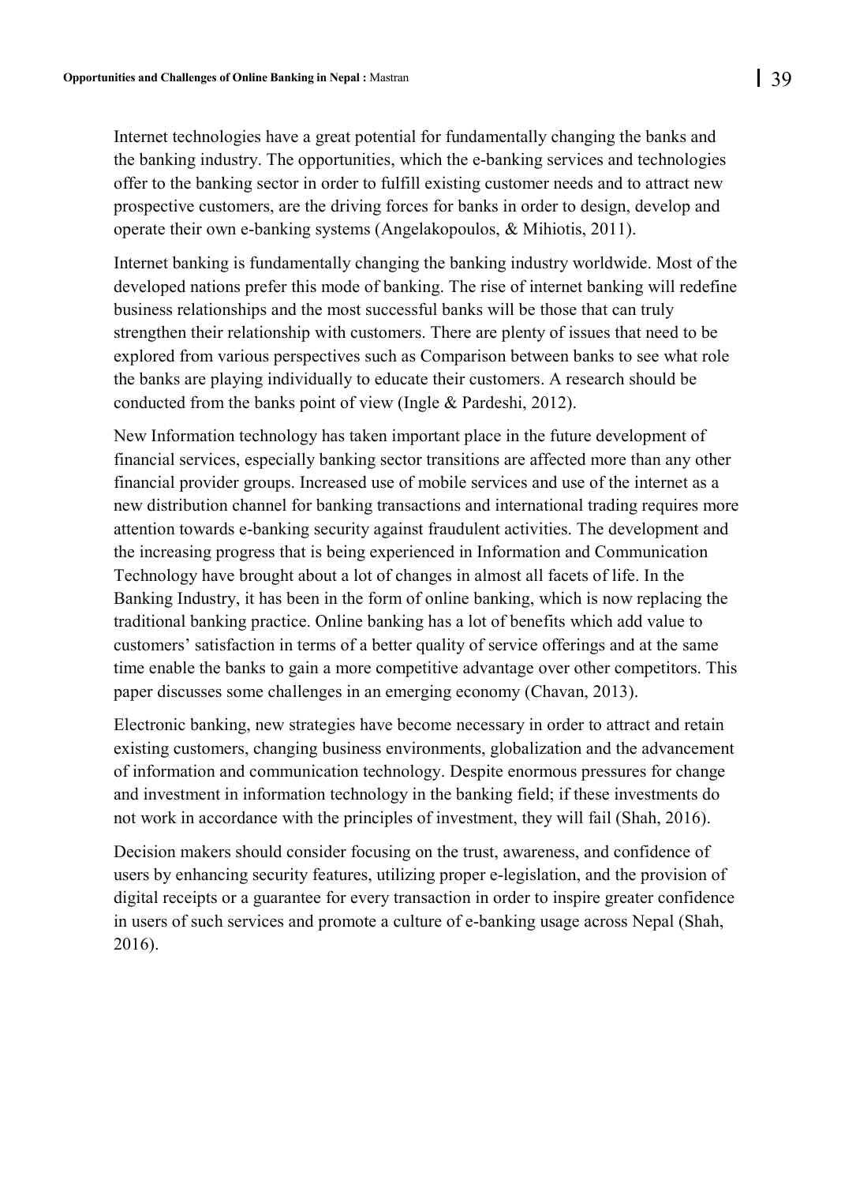Internet technologies have a great potential for fundamentally changing the banks and the banking industry. The opportunities, which the e-banking services and technologies offer to the banking sector in order to fulfill existing customer needs and to attract new prospective customers, are the driving forces for banks in order to design, develop and operate their own e-banking systems (Angelakopoulos, & Mihiotis, 2011).

Internet banking is fundamentally changing the banking industry worldwide. Most of the developed nations prefer this mode of banking. The rise of internet banking will redefine business relationships and the most successful banks will be those that can truly strengthen their relationship with customers. There are plenty of issues that need to be explored from various perspectives such as Comparison between banks to see what role the banks are playing individually to educate their customers. A research should be conducted from the banks point of view (Ingle & Pardeshi, 2012).

New Information technology has taken important place in the future development of financial services, especially banking sector transitions are affected more than any other financial provider groups. Increased use of mobile services and use of the internet as a new distribution channel for banking transactions and international trading requires more attention towards e-banking security against fraudulent activities. The development and the increasing progress that is being experienced in Information and Communication Technology have brought about a lot of changes in almost all facets of life. In the Banking Industry, it has been in the form of online banking, which is now replacing the traditional banking practice. Online banking has a lot of benefits which add value to customers' satisfaction in terms of a better quality of service offerings and at the same time enable the banks to gain a more competitive advantage over other competitors. This paper discusses some challenges in an emerging economy (Chavan, 2013).

Electronic banking, new strategies have become necessary in order to attract and retain existing customers, changing business environments, globalization and the advancement of information and communication technology. Despite enormous pressures for change and investment in information technology in the banking field; if these investments do not work in accordance with the principles of investment, they will fail (Shah, 2016).

Decision makers should consider focusing on the trust, awareness, and confidence of users by enhancing security features, utilizing proper e-legislation, and the provision of digital receipts or a guarantee for every transaction in order to inspire greater confidence in users of such services and promote a culture of e-banking usage across Nepal (Shah, 2016).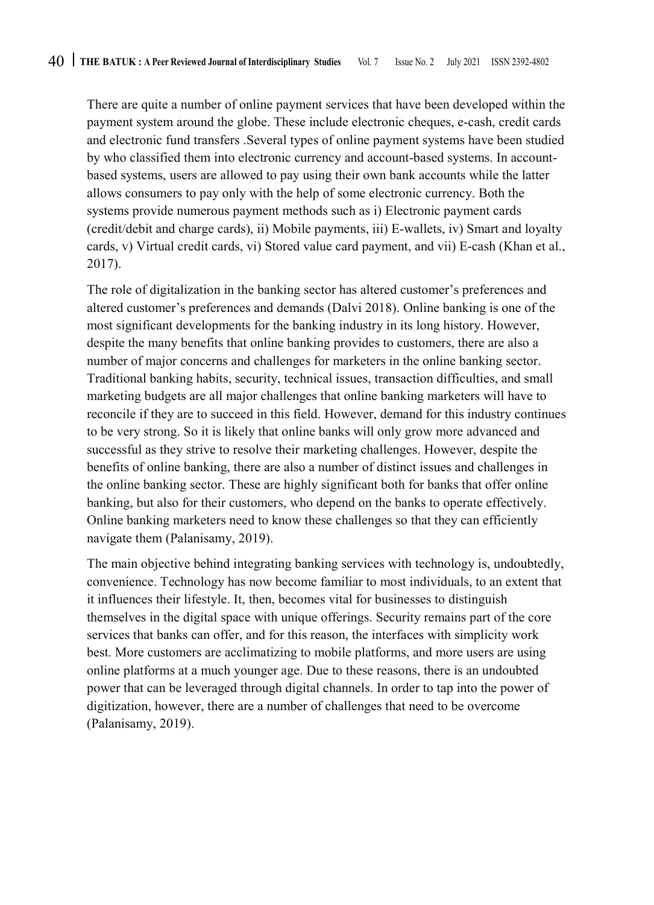There are quite a number of online payment services that have been developed within the payment system around the globe. These include electronic cheques, e-cash, credit cards and electronic fund transfers .Several types of online payment systems have been studied by who classified them into electronic currency and account-based systems. In account-based systems, users are allowed to pay using their own bank accounts while the latter allows consumers to pay only with the help of some electronic currency. Both the systems provide numerous payment methods such as i) Electronic payment cards (credit/debit and charge cards), ii) Mobile payments, iii) E-wallets, iv) Smart and loyalty cards, v) Virtual credit cards, vi) Stored value card payment, and vii) E-cash (Khan et al., 2017).

The role of digitalization in the banking sector has altered customer's preferences and altered customer's preferences and demands (Dalvi 2018). Online banking is one of the most significant developments for the banking industry in its long history. However, despite the many benefits that online banking provides to customers, there are also a number of major concerns and challenges for marketers in the online banking sector. Traditional banking habits, security, technical issues, transaction difficulties, and small marketing budgets are all major challenges that online banking marketers will have to reconcile if they are to succeed in this field. However, demand for this industry continues to be very strong. So it is likely that online banks will only grow more advanced and successful as they strive to resolve their marketing challenges. However, despite the benefits of online banking, there are also a number of distinct issues and challenges in the online banking sector. These are highly significant both for banks that offer online banking, but also for their customers, who depend on the banks to operate effectively. Online banking marketers need to know these challenges so that they can efficiently navigate them (Palanisamy, 2019).

The main objective behind integrating banking services with technology is, undoubtedly, convenience. Technology has now become familiar to most individuals, to an extent that it influences their lifestyle. It, then, becomes vital for businesses to distinguish themselves in the digital space with unique offerings. Security remains part of the core services that banks can offer, and for this reason, the interfaces with simplicity work best. More customers are acclimatizing to mobile platforms, and more users are using online platforms at a much younger age. Due to these reasons, there is an undoubted power that can be leveraged through digital channels. In order to tap into the power of digitization, however, there are a number of challenges that need to be overcome (Palanisamy, 2019).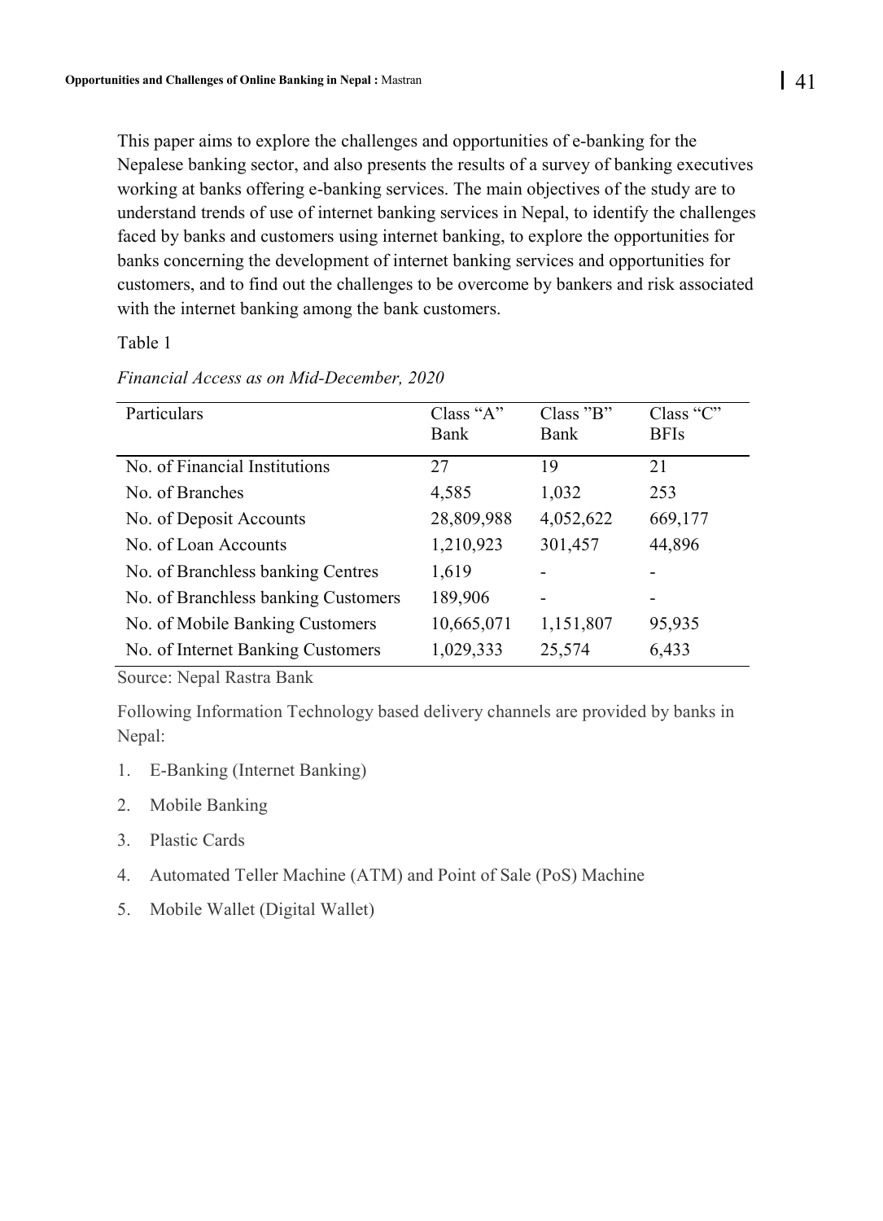This paper aims to explore the challenges and opportunities of e-banking for the Nepalese banking sector, and also presents the results of a survey of banking executives working at banks offering e-banking services. The main objectives of the study are to understand trends of use of internet banking services in Nepal, to identify the challenges faced by banks and customers using internet banking, to explore the opportunities for banks concerning the development of internet banking services and opportunities for customers, and to find out the challenges to be overcome by bankers and risk associated with the internet banking among the bank customers.

Table 1

*Financial Access as on Mid-December, 2020*

| Particulars | Class "A" Bank | Class "B" Bank | Class "C" BFIs |
|---|---|---|---|
| No. of Financial Institutions | 27 | 19 | 21 |
| No. of Branches | 4,585 | 1,032 | 253 |
| No. of Deposit Accounts | 28,809,988 | 4,052,622 | 669,177 |
| No. of Loan Accounts | 1,210,923 | 301,457 | 44,896 |
| No. of Branchless banking Centres | 1,619 | - | - |
| No. of Branchless banking Customers | 189,906 | - | - |
| No. of Mobile Banking Customers | 10,665,071 | 1,151,807 | 95,935 |
| No. of Internet Banking Customers | 1,029,333 | 25,574 | 6,433 |

Source: Nepal Rastra Bank

Following Information Technology based delivery channels are provided by banks in Nepal:

1. E-Banking (Internet Banking)
2. Mobile Banking
3. Plastic Cards
4. Automated Teller Machine (ATM) and Point of Sale (PoS) Machine
5. Mobile Wallet (Digital Wallet)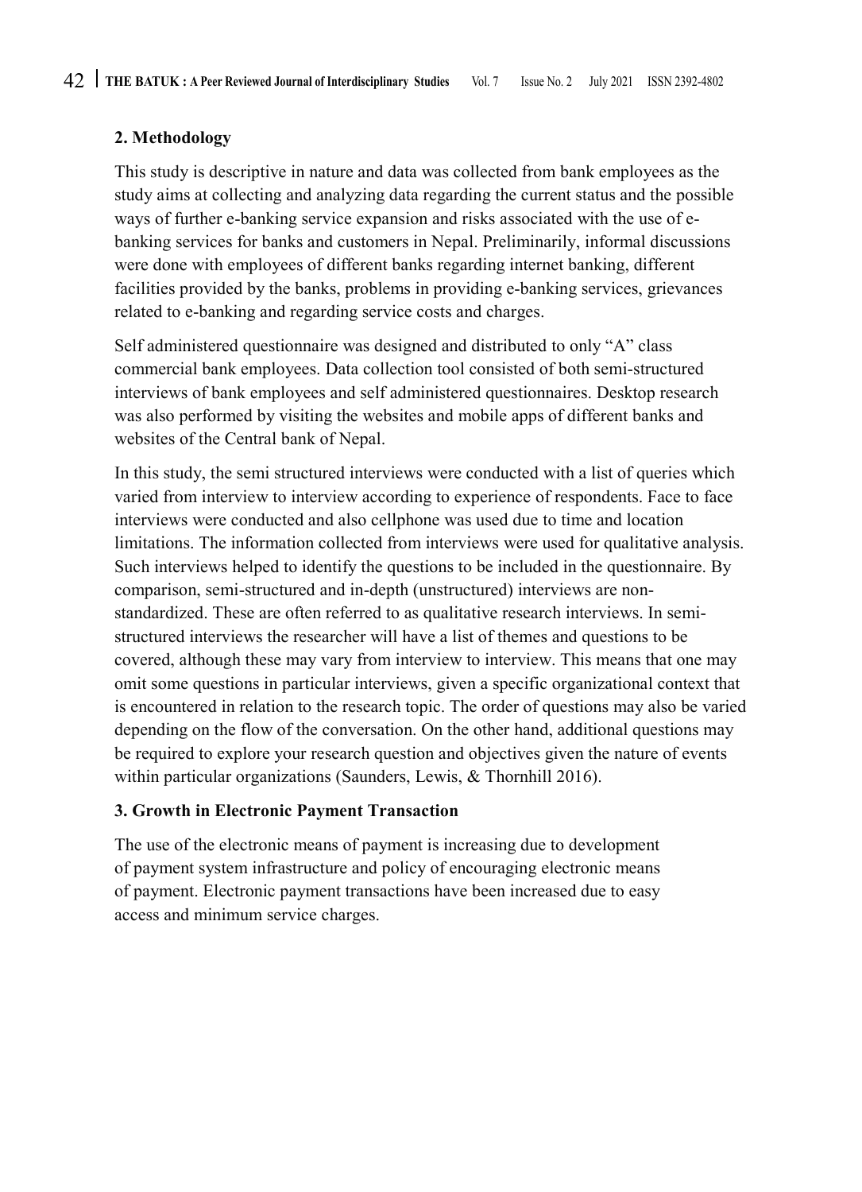## 2. Methodology

This study is descriptive in nature and data was collected from bank employees as the study aims at collecting and analyzing data regarding the current status and the possible ways of further e-banking service expansion and risks associated with the use of e-banking services for banks and customers in Nepal. Preliminarily, informal discussions were done with employees of different banks regarding internet banking, different facilities provided by the banks, problems in providing e-banking services, grievances related to e-banking and regarding service costs and charges.

Self administered questionnaire was designed and distributed to only "A" class commercial bank employees. Data collection tool consisted of both semi-structured interviews of bank employees and self administered questionnaires. Desktop research was also performed by visiting the websites and mobile apps of different banks and websites of the Central bank of Nepal.

In this study, the semi structured interviews were conducted with a list of queries which varied from interview to interview according to experience of respondents. Face to face interviews were conducted and also cellphone was used due to time and location limitations. The information collected from interviews were used for qualitative analysis. Such interviews helped to identify the questions to be included in the questionnaire. By comparison, semi-structured and in-depth (unstructured) interviews are non-standardized. These are often referred to as qualitative research interviews. In semi-structured interviews the researcher will have a list of themes and questions to be covered, although these may vary from interview to interview. This means that one may omit some questions in particular interviews, given a specific organizational context that is encountered in relation to the research topic. The order of questions may also be varied depending on the flow of the conversation. On the other hand, additional questions may be required to explore your research question and objectives given the nature of events within particular organizations (Saunders, Lewis, & Thornhill 2016).

## 3. Growth in Electronic Payment Transaction

The use of the electronic means of payment is increasing due to development of payment system infrastructure and policy of encouraging electronic means of payment. Electronic payment transactions have been increased due to easy access and minimum service charges.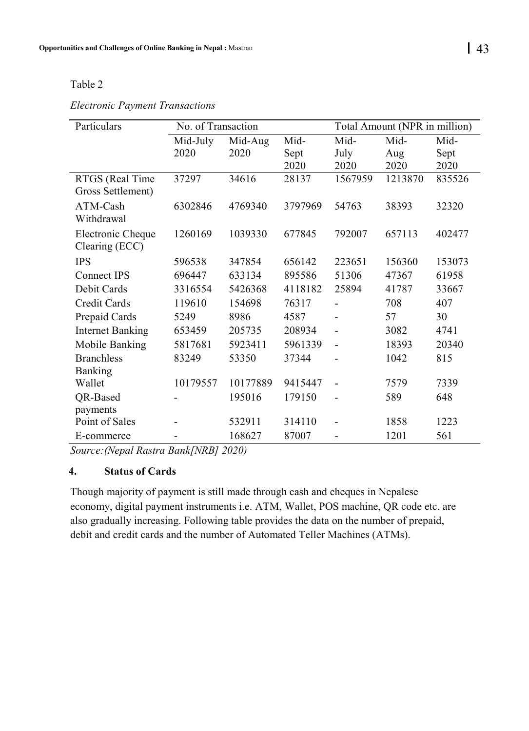Table 2

*Electronic Payment Transactions*

| Particulars | No. of Transaction | | | Total Amount (NPR in million) | | |
|---|---|---|---|---|---|---|
| | Mid-July 2020 | Mid-Aug 2020 | Mid-Sept 2020 | Mid-July 2020 | Mid-Aug 2020 | Mid-Sept 2020 |
| RTGS (Real Time Gross Settlement) | 37297 | 34616 | 28137 | 1567959 | 1213870 | 835526 |
| ATM-Cash Withdrawal | 6302846 | 4769340 | 3797969 | 54763 | 38393 | 32320 |
| Electronic Cheque Clearing (ECC) | 1260169 | 1039330 | 677845 | 792007 | 657113 | 402477 |
| IPS | 596538 | 347854 | 656142 | 223651 | 156360 | 153073 |
| Connect IPS | 696447 | 633134 | 895586 | 51306 | 47367 | 61958 |
| Debit Cards | 3316554 | 5426368 | 4118182 | 25894 | 41787 | 33667 |
| Credit Cards | 119610 | 154698 | 76317 | - | 708 | 407 |
| Prepaid Cards | 5249 | 8986 | 4587 | - | 57 | 30 |
| Internet Banking | 653459 | 205735 | 208934 | - | 3082 | 4741 |
| Mobile Banking | 5817681 | 5923411 | 5961339 | - | 18393 | 20340 |
| Branchless Banking | 83249 | 53350 | 37344 | - | 1042 | 815 |
| Wallet | 10179557 | 10177889 | 9415447 | - | 7579 | 7339 |
| QR-Based payments | - | 195016 | 179150 | - | 589 | 648 |
| Point of Sales | - | 532911 | 314110 | - | 1858 | 1223 |
| E-commerce | - | 168627 | 87007 | - | 1201 | 561 |

*Source:(Nepal Rastra Bank[NRB] 2020)*

## 4. Status of Cards

Though majority of payment is still made through cash and cheques in Nepalese economy, digital payment instruments i.e. ATM, Wallet, POS machine, QR code etc. are also gradually increasing. Following table provides the data on the number of prepaid, debit and credit cards and the number of Automated Teller Machines (ATMs).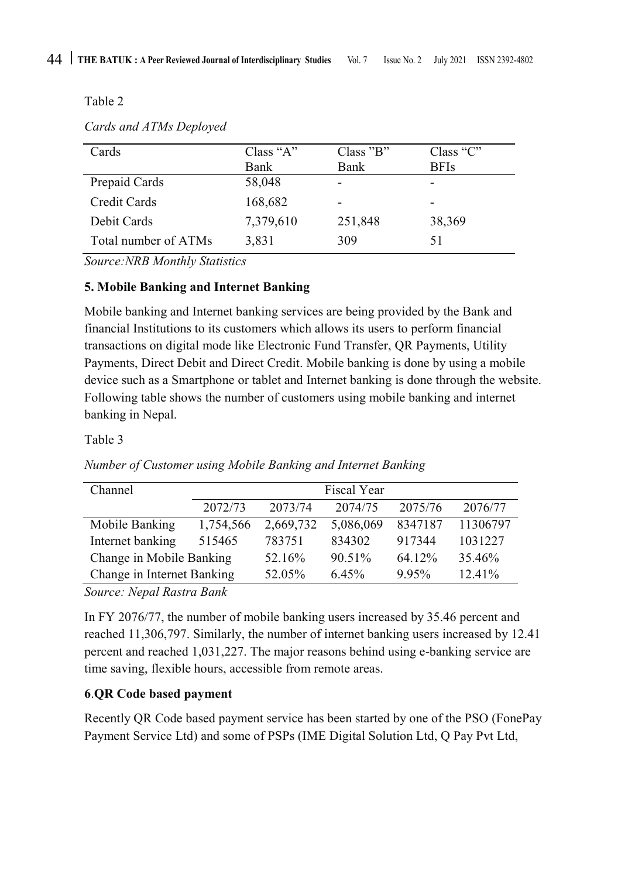Table 2

*Cards and ATMs Deployed*

| Cards | Class "A" Bank | Class "B" Bank | Class "C" BFIs |
|---|---|---|---|
| Prepaid Cards | 58,048 | - | - |
| Credit Cards | 168,682 | - | - |
| Debit Cards | 7,379,610 | 251,848 | 38,369 |
| Total number of ATMs | 3,831 | 309 | 51 |

*Source:NRB Monthly Statistics*

**5. Mobile Banking and Internet Banking**

Mobile banking and Internet banking services are being provided by the Bank and financial Institutions to its customers which allows its users to perform financial transactions on digital mode like Electronic Fund Transfer, QR Payments, Utility Payments, Direct Debit and Direct Credit. Mobile banking is done by using a mobile device such as a Smartphone or tablet and Internet banking is done through the website. Following table shows the number of customers using mobile banking and internet banking in Nepal.

Table 3

*Number of Customer using Mobile Banking and Internet Banking*

| Channel | Fiscal Year | | | | |
|---|---|---|---|---|---|
| | 2072/73 | 2073/74 | 2074/75 | 2075/76 | 2076/77 |
| Mobile Banking | 1,754,566 | 2,669,732 | 5,086,069 | 8347187 | 11306797 |
| Internet banking | 515465 | 783751 | 834302 | 917344 | 1031227 |
| Change in Mobile Banking | | 52.16% | 90.51% | 64.12% | 35.46% |
| Change in Internet Banking | | 52.05% | 6.45% | 9.95% | 12.41% |

*Source: Nepal Rastra Bank*

In FY 2076/77, the number of mobile banking users increased by 35.46 percent and reached 11,306,797. Similarly, the number of internet banking users increased by 12.41 percent and reached 1,031,227. The major reasons behind using e-banking service are time saving, flexible hours, accessible from remote areas.

**6.QR Code based payment**

Recently QR Code based payment service has been started by one of the PSO (FonePay Payment Service Ltd) and some of PSPs (IME Digital Solution Ltd, Q Pay Pvt Ltd,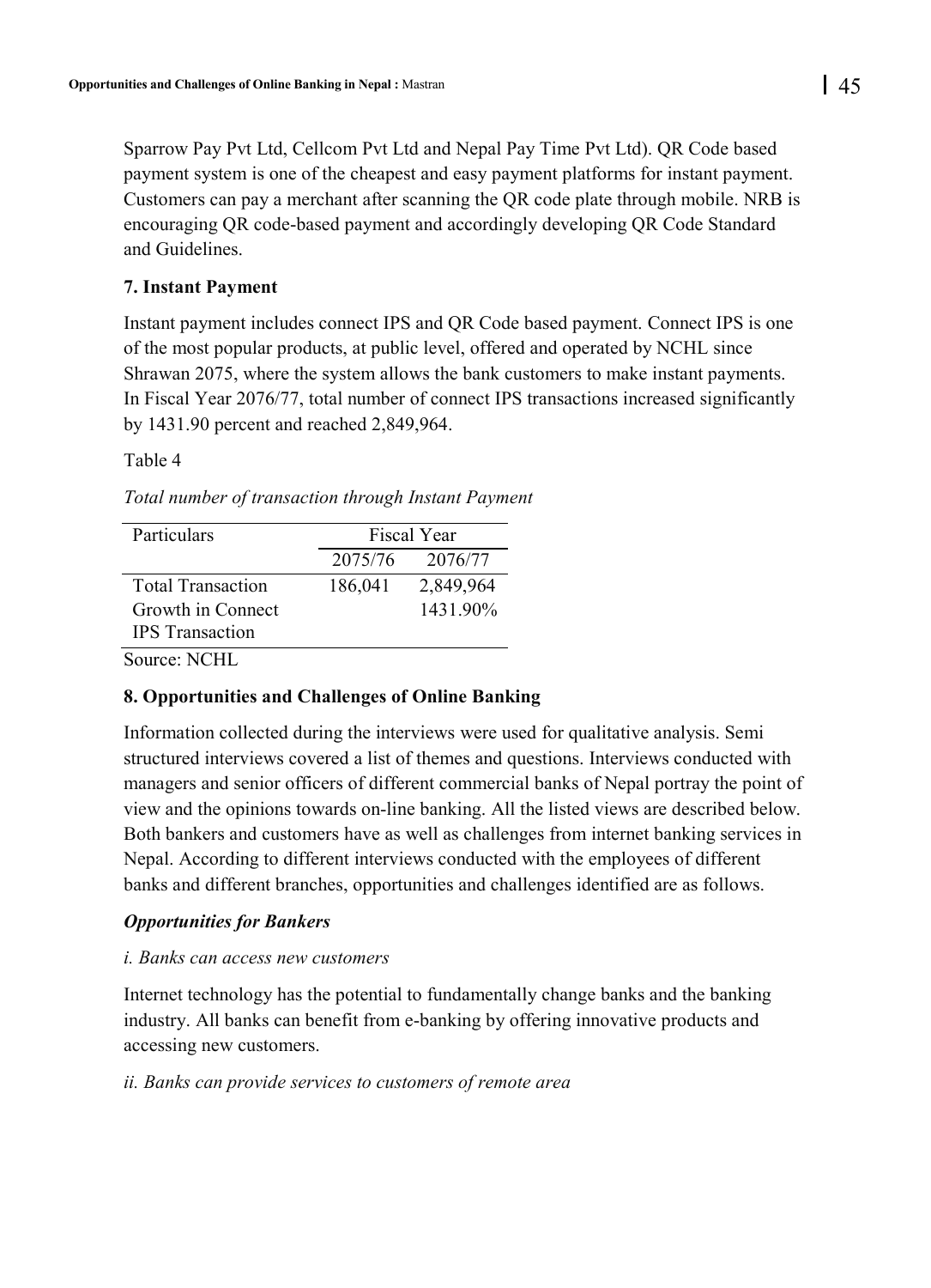Sparrow Pay Pvt Ltd, Cellcom Pvt Ltd and Nepal Pay Time Pvt Ltd). QR Code based payment system is one of the cheapest and easy payment platforms for instant payment. Customers can pay a merchant after scanning the QR code plate through mobile. NRB is encouraging QR code-based payment and accordingly developing QR Code Standard and Guidelines.

### 7. Instant Payment

Instant payment includes connect IPS and QR Code based payment. Connect IPS is one of the most popular products, at public level, offered and operated by NCHL since Shrawan 2075, where the system allows the bank customers to make instant payments. In Fiscal Year 2076/77, total number of connect IPS transactions increased significantly by 1431.90 percent and reached 2,849,964.

Table 4

*Total number of transaction through Instant Payment*

| Particulars | Fiscal Year | |
|---|---|---|
| | 2075/76 | 2076/77 |
| Total Transaction | 186,041 | 2,849,964 |
| Growth in Connect IPS Transaction | | 1431.90% |

Source: NCHL

### 8. Opportunities and Challenges of Online Banking

Information collected during the interviews were used for qualitative analysis. Semi structured interviews covered a list of themes and questions. Interviews conducted with managers and senior officers of different commercial banks of Nepal portray the point of view and the opinions towards on-line banking. All the listed views are described below. Both bankers and customers have as well as challenges from internet banking services in Nepal. According to different interviews conducted with the employees of different banks and different branches, opportunities and challenges identified are as follows.

#### *Opportunities for Bankers*

*i. Banks can access new customers*

Internet technology has the potential to fundamentally change banks and the banking industry. All banks can benefit from e-banking by offering innovative products and accessing new customers.

*ii. Banks can provide services to customers of remote area*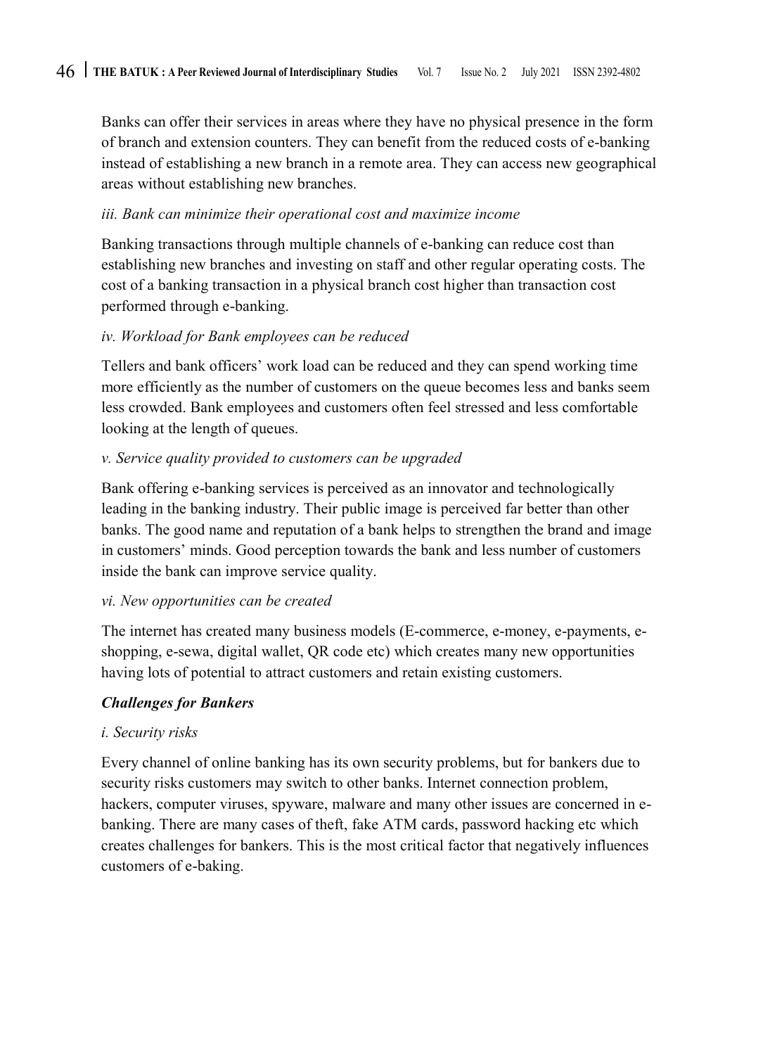Banks can offer their services in areas where they have no physical presence in the form of branch and extension counters. They can benefit from the reduced costs of e-banking instead of establishing a new branch in a remote area. They can access new geographical areas without establishing new branches.

*iii. Bank can minimize their operational cost and maximize income*

Banking transactions through multiple channels of e-banking can reduce cost than establishing new branches and investing on staff and other regular operating costs. The cost of a banking transaction in a physical branch cost higher than transaction cost performed through e-banking.

*iv. Workload for Bank employees can be reduced*

Tellers and bank officers' work load can be reduced and they can spend working time more efficiently as the number of customers on the queue becomes less and banks seem less crowded. Bank employees and customers often feel stressed and less comfortable looking at the length of queues.

*v. Service quality provided to customers can be upgraded*

Bank offering e-banking services is perceived as an innovator and technologically leading in the banking industry. Their public image is perceived far better than other banks. The good name and reputation of a bank helps to strengthen the brand and image in customers' minds. Good perception towards the bank and less number of customers inside the bank can improve service quality.

*vi. New opportunities can be created*

The internet has created many business models (E-commerce, e-money, e-payments, e-shopping, e-sewa, digital wallet, QR code etc) which creates many new opportunities having lots of potential to attract customers and retain existing customers.

***Challenges for Bankers***

*i. Security risks*

Every channel of online banking has its own security problems, but for bankers due to security risks customers may switch to other banks. Internet connection problem, hackers, computer viruses, spyware, malware and many other issues are concerned in e-banking. There are many cases of theft, fake ATM cards, password hacking etc which creates challenges for bankers. This is the most critical factor that negatively influences customers of e-baking.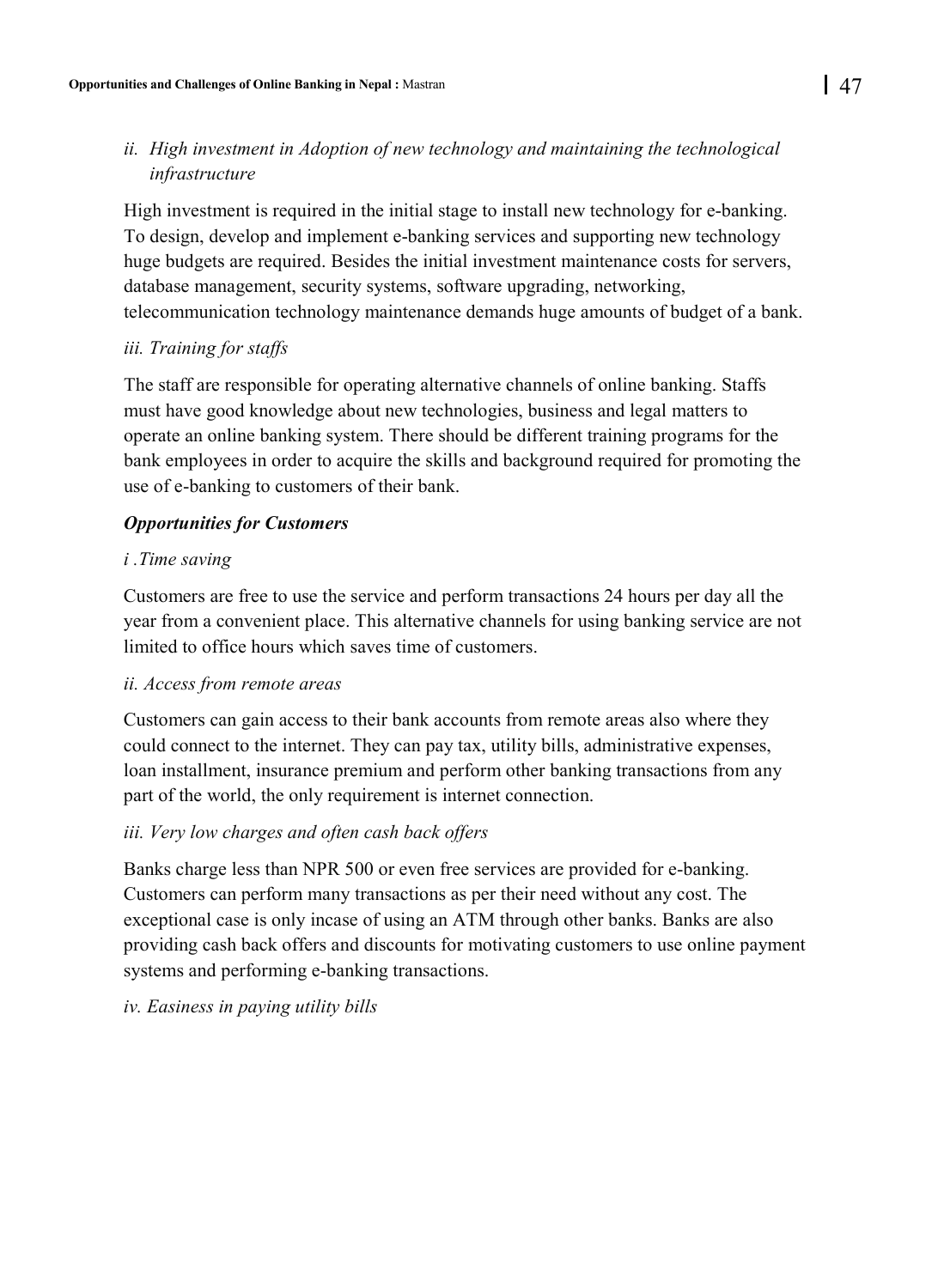*ii. High investment in Adoption of new technology and maintaining the technological infrastructure*

High investment is required in the initial stage to install new technology for e-banking. To design, develop and implement e-banking services and supporting new technology huge budgets are required. Besides the initial investment maintenance costs for servers, database management, security systems, software upgrading, networking, telecommunication technology maintenance demands huge amounts of budget of a bank.

*iii. Training for staffs*

The staff are responsible for operating alternative channels of online banking. Staffs must have good knowledge about new technologies, business and legal matters to operate an online banking system. There should be different training programs for the bank employees in order to acquire the skills and background required for promoting the use of e-banking to customers of their bank.

***Opportunities for Customers***

*i .Time saving*

Customers are free to use the service and perform transactions 24 hours per day all the year from a convenient place. This alternative channels for using banking service are not limited to office hours which saves time of customers.

*ii. Access from remote areas*

Customers can gain access to their bank accounts from remote areas also where they could connect to the internet. They can pay tax, utility bills, administrative expenses, loan installment, insurance premium and perform other banking transactions from any part of the world, the only requirement is internet connection.

*iii. Very low charges and often cash back offers*

Banks charge less than NPR 500 or even free services are provided for e-banking. Customers can perform many transactions as per their need without any cost. The exceptional case is only incase of using an ATM through other banks. Banks are also providing cash back offers and discounts for motivating customers to use online payment systems and performing e-banking transactions.

*iv. Easiness in paying utility bills*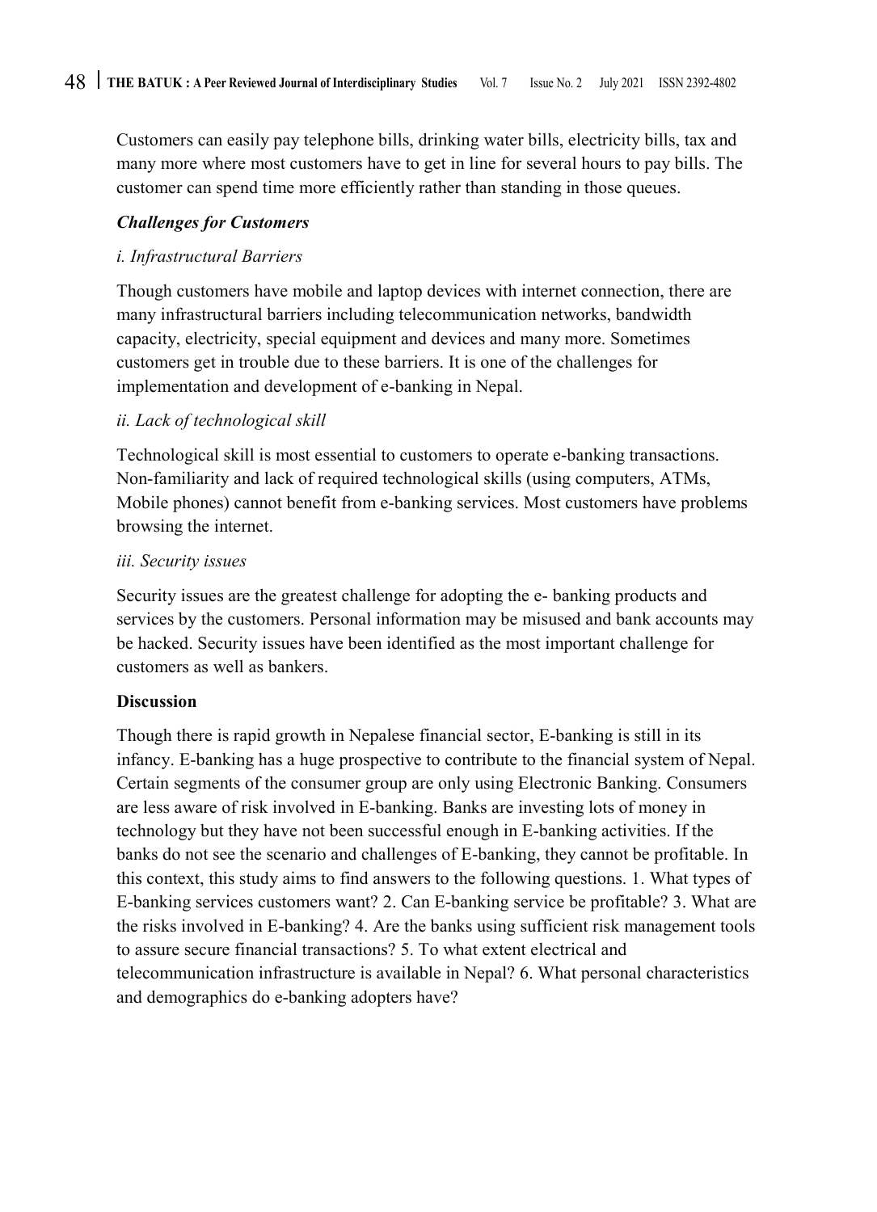Customers can easily pay telephone bills, drinking water bills, electricity bills, tax and many more where most customers have to get in line for several hours to pay bills. The customer can spend time more efficiently rather than standing in those queues.

### *Challenges for Customers*

*i. Infrastructural Barriers*

Though customers have mobile and laptop devices with internet connection, there are many infrastructural barriers including telecommunication networks, bandwidth capacity, electricity, special equipment and devices and many more. Sometimes customers get in trouble due to these barriers. It is one of the challenges for implementation and development of e-banking in Nepal.

*ii. Lack of technological skill*

Technological skill is most essential to customers to operate e-banking transactions. Non-familiarity and lack of required technological skills (using computers, ATMs, Mobile phones) cannot benefit from e-banking services. Most customers have problems browsing the internet.

*iii. Security issues*

Security issues are the greatest challenge for adopting the e- banking products and services by the customers. Personal information may be misused and bank accounts may be hacked. Security issues have been identified as the most important challenge for customers as well as bankers.

## Discussion

Though there is rapid growth in Nepalese financial sector, E-banking is still in its infancy. E-banking has a huge prospective to contribute to the financial system of Nepal. Certain segments of the consumer group are only using Electronic Banking. Consumers are less aware of risk involved in E-banking. Banks are investing lots of money in technology but they have not been successful enough in E-banking activities. If the banks do not see the scenario and challenges of E-banking, they cannot be profitable. In this context, this study aims to find answers to the following questions. 1. What types of E-banking services customers want? 2. Can E-banking service be profitable? 3. What are the risks involved in E-banking? 4. Are the banks using sufficient risk management tools to assure secure financial transactions? 5. To what extent electrical and telecommunication infrastructure is available in Nepal? 6. What personal characteristics and demographics do e-banking adopters have?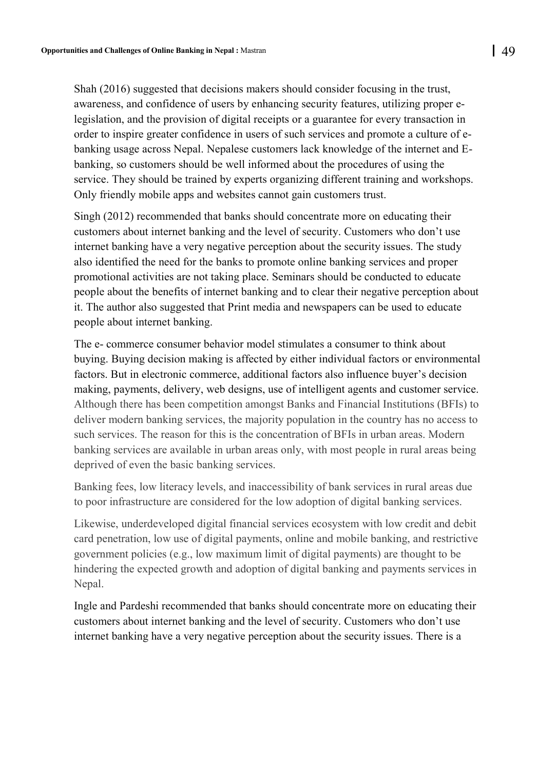Shah (2016) suggested that decisions makers should consider focusing in the trust, awareness, and confidence of users by enhancing security features, utilizing proper e-legislation, and the provision of digital receipts or a guarantee for every transaction in order to inspire greater confidence in users of such services and promote a culture of e-banking usage across Nepal. Nepalese customers lack knowledge of the internet and E-banking, so customers should be well informed about the procedures of using the service. They should be trained by experts organizing different training and workshops. Only friendly mobile apps and websites cannot gain customers trust.

Singh (2012) recommended that banks should concentrate more on educating their customers about internet banking and the level of security. Customers who don't use internet banking have a very negative perception about the security issues. The study also identified the need for the banks to promote online banking services and proper promotional activities are not taking place. Seminars should be conducted to educate people about the benefits of internet banking and to clear their negative perception about it. The author also suggested that Print media and newspapers can be used to educate people about internet banking.

The e- commerce consumer behavior model stimulates a consumer to think about buying. Buying decision making is affected by either individual factors or environmental factors. But in electronic commerce, additional factors also influence buyer's decision making, payments, delivery, web designs, use of intelligent agents and customer service. Although there has been competition amongst Banks and Financial Institutions (BFIs) to deliver modern banking services, the majority population in the country has no access to such services. The reason for this is the concentration of BFIs in urban areas. Modern banking services are available in urban areas only, with most people in rural areas being deprived of even the basic banking services.

Banking fees, low literacy levels, and inaccessibility of bank services in rural areas due to poor infrastructure are considered for the low adoption of digital banking services.

Likewise, underdeveloped digital financial services ecosystem with low credit and debit card penetration, low use of digital payments, online and mobile banking, and restrictive government policies (e.g., low maximum limit of digital payments) are thought to be hindering the expected growth and adoption of digital banking and payments services in Nepal.

Ingle and Pardeshi recommended that banks should concentrate more on educating their customers about internet banking and the level of security. Customers who don't use internet banking have a very negative perception about the security issues. There is a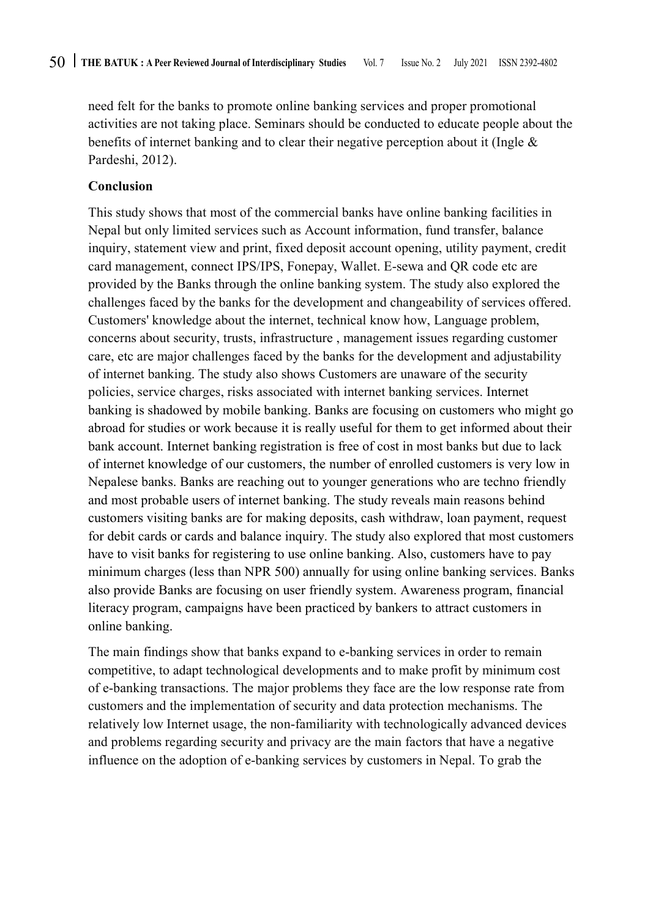need felt for the banks to promote online banking services and proper promotional activities are not taking place. Seminars should be conducted to educate people about the benefits of internet banking and to clear their negative perception about it (Ingle & Pardeshi, 2012).

## Conclusion

This study shows that most of the commercial banks have online banking facilities in Nepal but only limited services such as Account information, fund transfer, balance inquiry, statement view and print, fixed deposit account opening, utility payment, credit card management, connect IPS/IPS, Fonepay, Wallet. E-sewa and QR code etc are provided by the Banks through the online banking system. The study also explored the challenges faced by the banks for the development and changeability of services offered. Customers' knowledge about the internet, technical know how, Language problem, concerns about security, trusts, infrastructure , management issues regarding customer care, etc are major challenges faced by the banks for the development and adjustability of internet banking. The study also shows Customers are unaware of the security policies, service charges, risks associated with internet banking services. Internet banking is shadowed by mobile banking. Banks are focusing on customers who might go abroad for studies or work because it is really useful for them to get informed about their bank account. Internet banking registration is free of cost in most banks but due to lack of internet knowledge of our customers, the number of enrolled customers is very low in Nepalese banks. Banks are reaching out to younger generations who are techno friendly and most probable users of internet banking. The study reveals main reasons behind customers visiting banks are for making deposits, cash withdraw, loan payment, request for debit cards or cards and balance inquiry. The study also explored that most customers have to visit banks for registering to use online banking. Also, customers have to pay minimum charges (less than NPR 500) annually for using online banking services. Banks also provide Banks are focusing on user friendly system. Awareness program, financial literacy program, campaigns have been practiced by bankers to attract customers in online banking.

The main findings show that banks expand to e-banking services in order to remain competitive, to adapt technological developments and to make profit by minimum cost of e-banking transactions. The major problems they face are the low response rate from customers and the implementation of security and data protection mechanisms. The relatively low Internet usage, the non-familiarity with technologically advanced devices and problems regarding security and privacy are the main factors that have a negative influence on the adoption of e-banking services by customers in Nepal. To grab the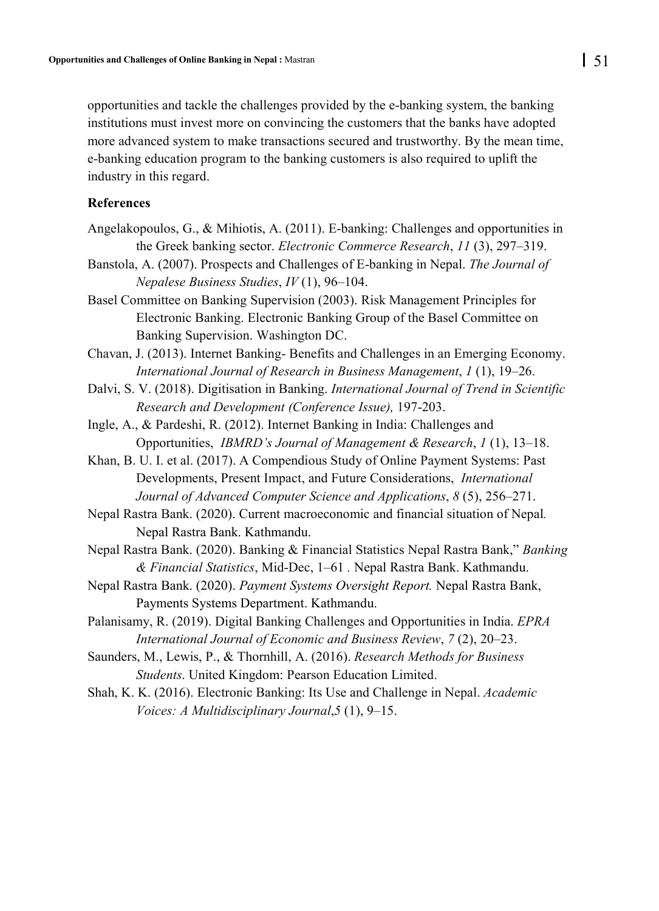opportunities and tackle the challenges provided by the e-banking system, the banking institutions must invest more on convincing the customers that the banks have adopted more advanced system to make transactions secured and trustworthy. By the mean time, e-banking education program to the banking customers is also required to uplift the industry in this regard.

## References

Angelakopoulos, G., & Mihiotis, A. (2011). E-banking: Challenges and opportunities in the Greek banking sector. *Electronic Commerce Research*, *11* (3), 297–319.

Banstola, A. (2007). Prospects and Challenges of E-banking in Nepal. *The Journal of Nepalese Business Studies*, *IV* (1), 96–104.

Basel Committee on Banking Supervision (2003). Risk Management Principles for Electronic Banking. Electronic Banking Group of the Basel Committee on Banking Supervision. Washington DC.

Chavan, J. (2013). Internet Banking- Benefits and Challenges in an Emerging Economy. *International Journal of Research in Business Management*, *1* (1), 19–26.

Dalvi, S. V. (2018). Digitisation in Banking. *International Journal of Trend in Scientific Research and Development (Conference Issue),* 197-203.

Ingle, A., & Pardeshi, R. (2012). Internet Banking in India: Challenges and Opportunities, *IBMRD's Journal of Management & Research*, *1* (1), 13–18.

Khan, B. U. I. et al. (2017). A Compendious Study of Online Payment Systems: Past Developments, Present Impact, and Future Considerations, *International Journal of Advanced Computer Science and Applications*, *8* (5), 256–271.

Nepal Rastra Bank. (2020). Current macroeconomic and financial situation of Nepal*.* Nepal Rastra Bank. Kathmandu.

Nepal Rastra Bank. (2020). Banking & Financial Statistics Nepal Rastra Bank," *Banking & Financial Statistics*, Mid-Dec, 1–61 . Nepal Rastra Bank. Kathmandu.

Nepal Rastra Bank. (2020). *Payment Systems Oversight Report.* Nepal Rastra Bank, Payments Systems Department. Kathmandu.

Palanisamy, R. (2019). Digital Banking Challenges and Opportunities in India. *EPRA International Journal of Economic and Business Review*, *7* (2), 20–23.

Saunders, M., Lewis, P., & Thornhill, A. (2016). *Research Methods for Business Students*. United Kingdom: Pearson Education Limited.

Shah, K. K. (2016). Electronic Banking: Its Use and Challenge in Nepal. *Academic Voices: A Multidisciplinary Journal*,*5* (1), 9–15.